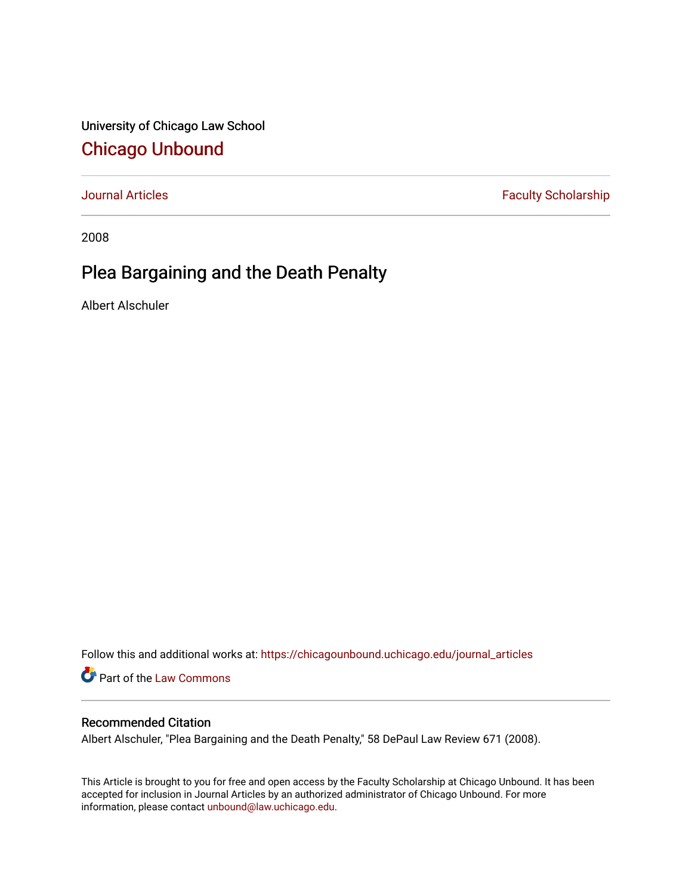University of Chicago Law School

## Chicago Unbound

Journal Articles | Faculty Scholarship

2008

# Plea Bargaining and the Death Penalty

Albert Alschuler

Follow this and additional works at: https://chicagounbound.uchicago.edu/journal_articles

Part of the Law Commons

### Recommended Citation

Albert Alschuler, "Plea Bargaining and the Death Penalty," 58 DePaul Law Review 671 (2008).

This Article is brought to you for free and open access by the Faculty Scholarship at Chicago Unbound. It has been accepted for inclusion in Journal Articles by an authorized administrator of Chicago Unbound. For more information, please contact unbound@law.uchicago.edu.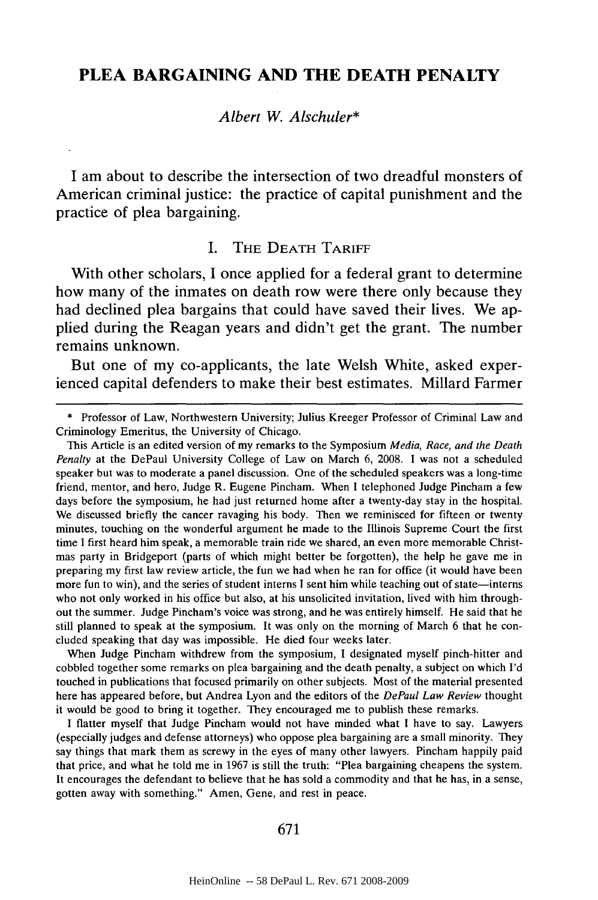# PLEA BARGAINING AND THE DEATH PENALTY

*Albert W. Alschuler**

I am about to describe the intersection of two dreadful monsters of American criminal justice: the practice of capital punishment and the practice of plea bargaining.

## I. THE DEATH TARIFF

With other scholars, I once applied for a federal grant to determine how many of the inmates on death row were there only because they had declined plea bargains that could have saved their lives. We applied during the Reagan years and didn't get the grant. The number remains unknown.

But one of my co-applicants, the late Welsh White, asked experienced capital defenders to make their best estimates. Millard Farmer

---

\* Professor of Law, Northwestern University; Julius Kreeger Professor of Criminal Law and Criminology Emeritus, the University of Chicago.

This Article is an edited version of my remarks to the Symposium *Media, Race, and the Death Penalty* at the DePaul University College of Law on March 6, 2008. I was not a scheduled speaker but was to moderate a panel discussion. One of the scheduled speakers was a long-time friend, mentor, and hero, Judge R. Eugene Pincham. When I telephoned Judge Pincham a few days before the symposium, he had just returned home after a twenty-day stay in the hospital. We discussed briefly the cancer ravaging his body. Then we reminisced for fifteen or twenty minutes, touching on the wonderful argument he made to the Illinois Supreme Court the first time I first heard him speak, a memorable train ride we shared, an even more memorable Christmas party in Bridgeport (parts of which might better be forgotten), the help he gave me in preparing my first law review article, the fun we had when he ran for office (it would have been more fun to win), and the series of student interns I sent him while teaching out of state—interns who not only worked in his office but also, at his unsolicited invitation, lived with him throughout the summer. Judge Pincham's voice was strong, and he was entirely himself. He said that he still planned to speak at the symposium. It was only on the morning of March 6 that he concluded speaking that day was impossible. He died four weeks later.

When Judge Pincham withdrew from the symposium, I designated myself pinch-hitter and cobbled together some remarks on plea bargaining and the death penalty, a subject on which I'd touched in publications that focused primarily on other subjects. Most of the material presented here has appeared before, but Andrea Lyon and the editors of the *DePaul Law Review* thought it would be good to bring it together. They encouraged me to publish these remarks.

I flatter myself that Judge Pincham would not have minded what I have to say. Lawyers (especially judges and defense attorneys) who oppose plea bargaining are a small minority. They say things that mark them as screwy in the eyes of many other lawyers. Pincham happily paid that price, and what he told me in 1967 is still the truth: "Plea bargaining cheapens the system. It encourages the defendant to believe that he has sold a commodity and that he has, in a sense, gotten away with something." Amen, Gene, and rest in peace.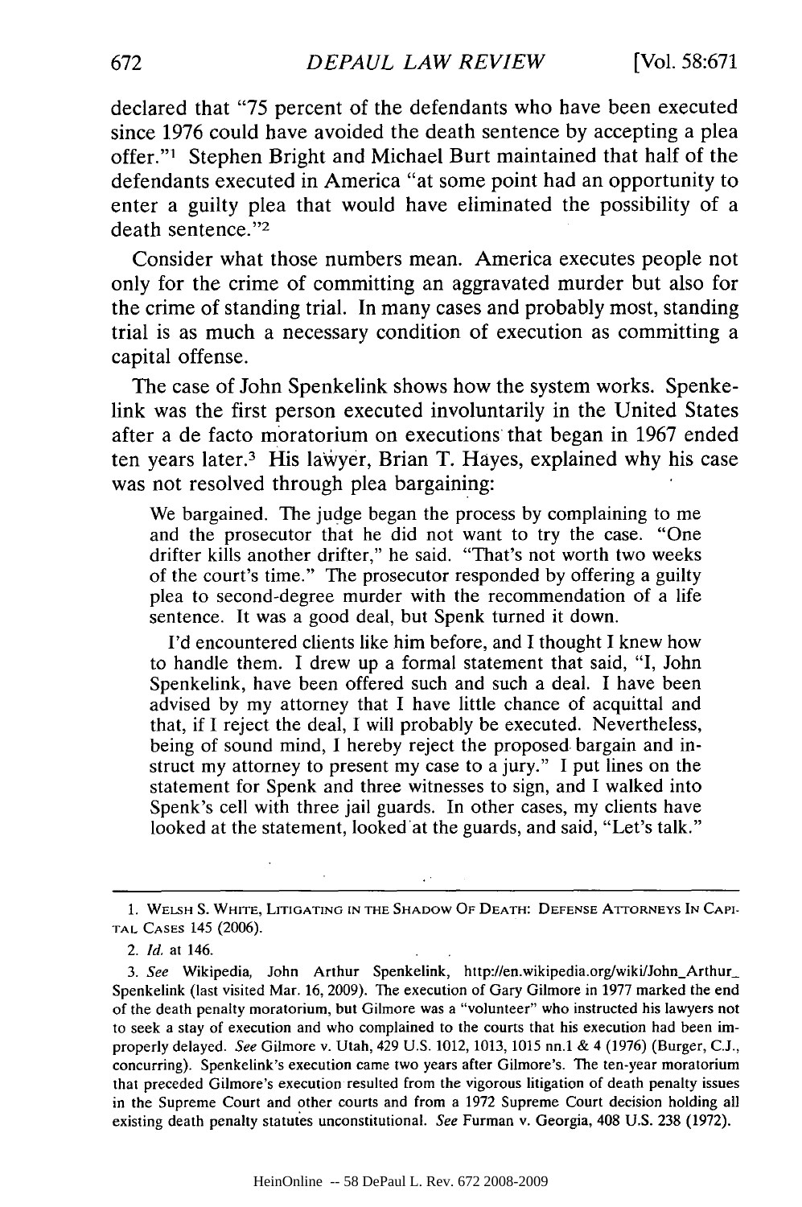declared that "75 percent of the defendants who have been executed since 1976 could have avoided the death sentence by accepting a plea offer."[1] Stephen Bright and Michael Burt maintained that half of the defendants executed in America "at some point had an opportunity to enter a guilty plea that would have eliminated the possibility of a death sentence."[2]

Consider what those numbers mean. America executes people not only for the crime of committing an aggravated murder but also for the crime of standing trial. In many cases and probably most, standing trial is as much a necessary condition of execution as committing a capital offense.

The case of John Spenkelink shows how the system works. Spenkelink was the first person executed involuntarily in the United States after a de facto moratorium on executions that began in 1967 ended ten years later.[3] His lawyer, Brian T. Hayes, explained why his case was not resolved through plea bargaining:

> We bargained. The judge began the process by complaining to me and the prosecutor that he did not want to try the case. "One drifter kills another drifter," he said. "That's not worth two weeks of the court's time." The prosecutor responded by offering a guilty plea to second-degree murder with the recommendation of a life sentence. It was a good deal, but Spenk turned it down.
>
> I'd encountered clients like him before, and I thought I knew how to handle them. I drew up a formal statement that said, "I, John Spenkelink, have been offered such and such a deal. I have been advised by my attorney that I have little chance of acquittal and that, if I reject the deal, I will probably be executed. Nevertheless, being of sound mind, I hereby reject the proposed bargain and instruct my attorney to present my case to a jury." I put lines on the statement for Spenk and three witnesses to sign, and I walked into Spenk's cell with three jail guards. In other cases, my clients have looked at the statement, looked at the guards, and said, "Let's talk."

---

1. Welsh S. White, Litigating in the Shadow of Death: Defense Attorneys in Capital Cases 145 (2006).

2. *Id.* at 146.

3. *See* Wikipedia, John Arthur Spenkelink, http://en.wikipedia.org/wiki/John_Arthur_Spenkelink (last visited Mar. 16, 2009). The execution of Gary Gilmore in 1977 marked the end of the death penalty moratorium, but Gilmore was a "volunteer" who instructed his lawyers not to seek a stay of execution and who complained to the courts that his execution had been improperly delayed. *See* Gilmore v. Utah, 429 U.S. 1012, 1013, 1015 nn.1 & 4 (1976) (Burger, C.J., concurring). Spenkelink's execution came two years after Gilmore's. The ten-year moratorium that preceded Gilmore's execution resulted from the vigorous litigation of death penalty issues in the Supreme Court and other courts and from a 1972 Supreme Court decision holding all existing death penalty statutes unconstitutional. *See* Furman v. Georgia, 408 U.S. 238 (1972).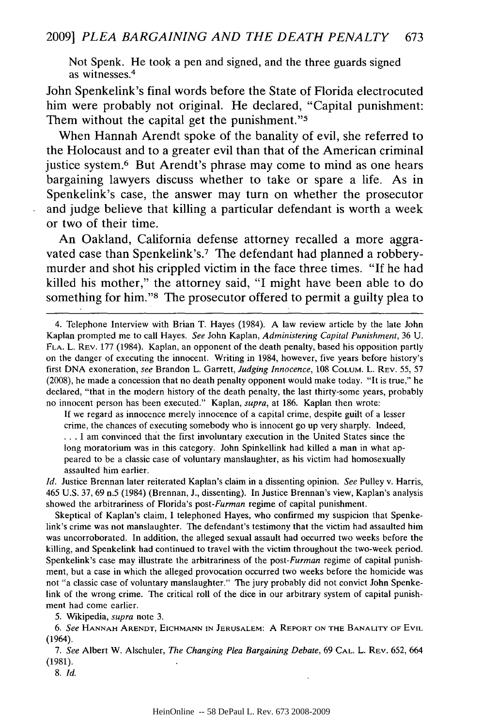Not Spenk. He took a pen and signed, and the three guards signed as witnesses.[4]

John Spenkelink's final words before the State of Florida electrocuted him were probably not original. He declared, "Capital punishment: Them without the capital get the punishment."[5]

When Hannah Arendt spoke of the banality of evil, she referred to the Holocaust and to a greater evil than that of the American criminal justice system.[6] But Arendt's phrase may come to mind as one hears bargaining lawyers discuss whether to take or spare a life. As in Spenkelink's case, the answer may turn on whether the prosecutor and judge believe that killing a particular defendant is worth a week or two of their time.

An Oakland, California defense attorney recalled a more aggravated case than Spenkelink's.[7] The defendant had planned a robbery-murder and shot his crippled victim in the face three times. "If he had killed his mother," the attorney said, "I might have been able to do something for him."[8] The prosecutor offered to permit a guilty plea to

---

4. Telephone Interview with Brian T. Hayes (1984). A law review article by the late John Kaplan prompted me to call Hayes. *See* John Kaplan, *Administering Capital Punishment*, 36 U. FLA. L. REV. 177 (1984). Kaplan, an opponent of the death penalty, based his opposition partly on the danger of executing the innocent. Writing in 1984, however, five years before history's first DNA exoneration, *see* Brandon L. Garrett, *Judging Innocence*, 108 COLUM. L. REV. 55, 57 (2008), he made a concession that no death penalty opponent would make today. "It is true," he declared, "that in the modern history of the death penalty, the last thirty-some years, probably no innocent person has been executed." Kaplan, *supra*, at 186. Kaplan then wrote:

> If we regard as innocence merely innocence of a capital crime, despite guilt of a lesser crime, the chances of executing somebody who is innocent go up very sharply. Indeed, . . . I am convinced that the first involuntary execution in the United States since the long moratorium was in this category. John Spinkellink had killed a man in what appeared to be a classic case of voluntary manslaughter, as his victim had homosexually assaulted him earlier.

*Id.* Justice Brennan later reiterated Kaplan's claim in a dissenting opinion. *See* Pulley v. Harris, 465 U.S. 37, 69 n.5 (1984) (Brennan, J., dissenting). In Justice Brennan's view, Kaplan's analysis showed the arbitrariness of Florida's post-*Furman* regime of capital punishment.

Skeptical of Kaplan's claim, I telephoned Hayes, who confirmed my suspicion that Spenkelink's crime was not manslaughter. The defendant's testimony that the victim had assaulted him was uncorroborated. In addition, the alleged sexual assault had occurred two weeks before the killing, and Spenkelink had continued to travel with the victim throughout the two-week period. Spenkelink's case may illustrate the arbitrariness of the post-*Furman* regime of capital punishment, but a case in which the alleged provocation occurred two weeks before the homicide was not "a classic case of voluntary manslaughter." The jury probably did not convict John Spenkelink of the wrong crime. The critical roll of the dice in our arbitrary system of capital punishment had come earlier.

5. Wikipedia, *supra* note 3.

6. *See* HANNAH ARENDT, EICHMANN IN JERUSALEM: A REPORT ON THE BANALITY OF EVIL (1964).

7. *See* Albert W. Alschuler, *The Changing Plea Bargaining Debate*, 69 CAL. L. REV. 652, 664 (1981).

8. *Id.*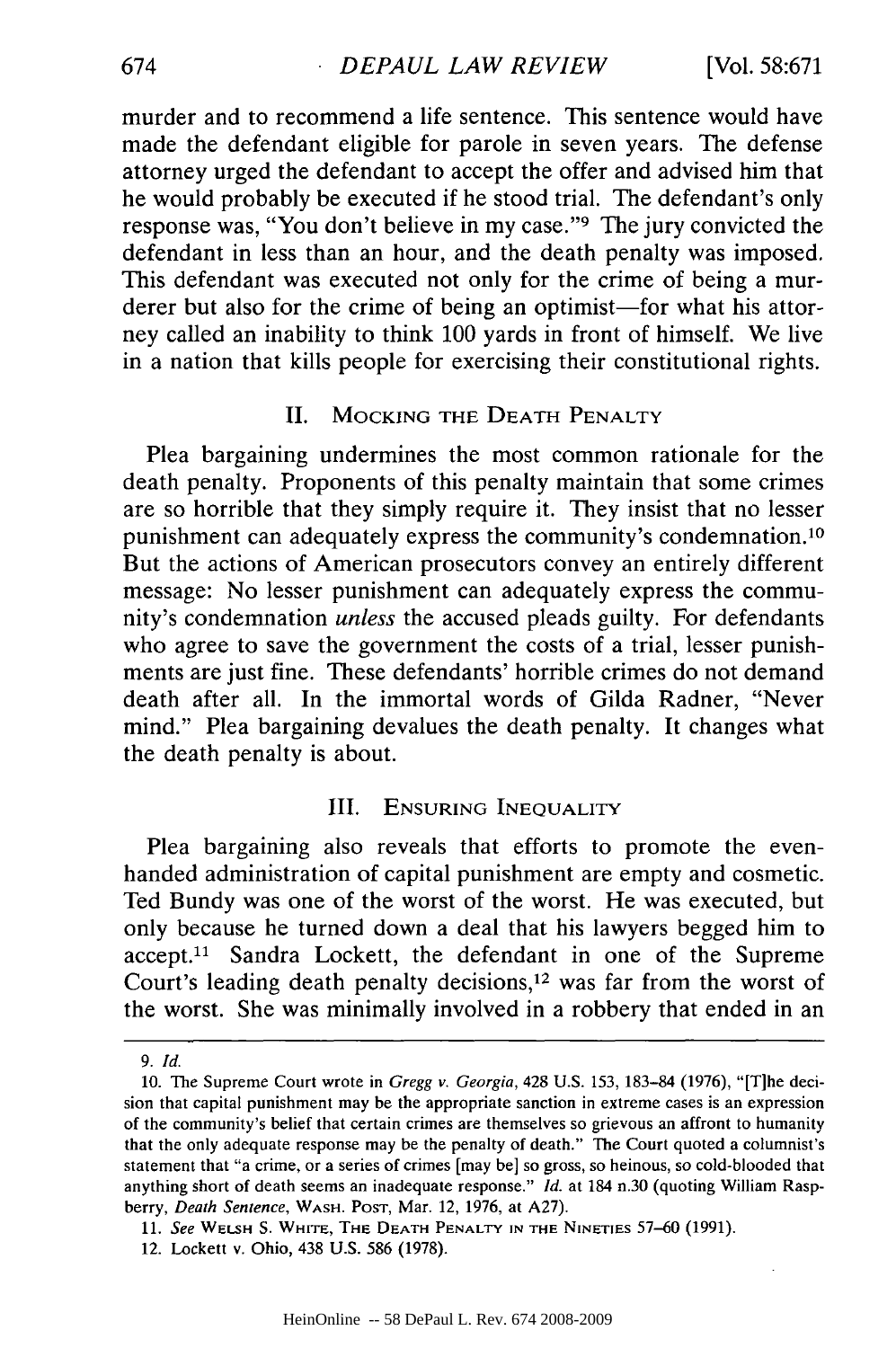murder and to recommend a life sentence. This sentence would have made the defendant eligible for parole in seven years. The defense attorney urged the defendant to accept the offer and advised him that he would probably be executed if he stood trial. The defendant's only response was, "You don't believe in my case."[9] The jury convicted the defendant in less than an hour, and the death penalty was imposed. This defendant was executed not only for the crime of being a murderer but also for the crime of being an optimist—for what his attorney called an inability to think 100 yards in front of himself. We live in a nation that kills people for exercising their constitutional rights.

## II. Mocking the Death Penalty

Plea bargaining undermines the most common rationale for the death penalty. Proponents of this penalty maintain that some crimes are so horrible that they simply require it. They insist that no lesser punishment can adequately express the community's condemnation.[10] But the actions of American prosecutors convey an entirely different message: No lesser punishment can adequately express the community's condemnation *unless* the accused pleads guilty. For defendants who agree to save the government the costs of a trial, lesser punishments are just fine. These defendants' horrible crimes do not demand death after all. In the immortal words of Gilda Radner, "Never mind." Plea bargaining devalues the death penalty. It changes what the death penalty is about.

## III. Ensuring Inequality

Plea bargaining also reveals that efforts to promote the even-handed administration of capital punishment are empty and cosmetic. Ted Bundy was one of the worst of the worst. He was executed, but only because he turned down a deal that his lawyers begged him to accept.[11] Sandra Lockett, the defendant in one of the Supreme Court's leading death penalty decisions,[12] was far from the worst of the worst. She was minimally involved in a robbery that ended in an

---

9. *Id.*

10. The Supreme Court wrote in *Gregg v. Georgia*, 428 U.S. 153, 183–84 (1976), "[T]he decision that capital punishment may be the appropriate sanction in extreme cases is an expression of the community's belief that certain crimes are themselves so grievous an affront to humanity that the only adequate response may be the penalty of death." The Court quoted a columnist's statement that "a crime, or a series of crimes [may be] so gross, so heinous, so cold-blooded that anything short of death seems an inadequate response." *Id.* at 184 n.30 (quoting William Raspberry, *Death Sentence*, Wash. Post, Mar. 12, 1976, at A27).

11. *See* Welsh S. White, The Death Penalty in the Nineties 57–60 (1991).

12. Lockett v. Ohio, 438 U.S. 586 (1978).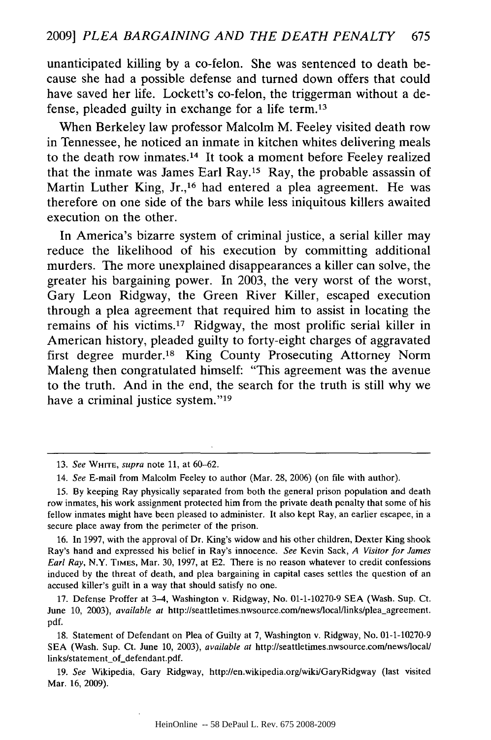unanticipated killing by a co-felon. She was sentenced to death because she had a possible defense and turned down offers that could have saved her life. Lockett's co-felon, the triggerman without a defense, pleaded guilty in exchange for a life term.[13]

When Berkeley law professor Malcolm M. Feeley visited death row in Tennessee, he noticed an inmate in kitchen whites delivering meals to the death row inmates.[14] It took a moment before Feeley realized that the inmate was James Earl Ray.[15] Ray, the probable assassin of Martin Luther King, Jr.,[16] had entered a plea agreement. He was therefore on one side of the bars while less iniquitous killers awaited execution on the other.

In America's bizarre system of criminal justice, a serial killer may reduce the likelihood of his execution by committing additional murders. The more unexplained disappearances a killer can solve, the greater his bargaining power. In 2003, the very worst of the worst, Gary Leon Ridgway, the Green River Killer, escaped execution through a plea agreement that required him to assist in locating the remains of his victims.[17] Ridgway, the most prolific serial killer in American history, pleaded guilty to forty-eight charges of aggravated first degree murder.[18] King County Prosecuting Attorney Norm Maleng then congratulated himself: "This agreement was the avenue to the truth. And in the end, the search for the truth is still why we have a criminal justice system."[19]

---

13. *See* WHITE, *supra* note 11, at 60–62.

14. *See* E-mail from Malcolm Feeley to author (Mar. 28, 2006) (on file with author).

15. By keeping Ray physically separated from both the general prison population and death row inmates, his work assignment protected him from the private death penalty that some of his fellow inmates might have been pleased to administer. It also kept Ray, an earlier escapee, in a secure place away from the perimeter of the prison.

16. In 1997, with the approval of Dr. King's widow and his other children, Dexter King shook Ray's hand and expressed his belief in Ray's innocence. *See* Kevin Sack, *A Visitor for James Earl Ray*, N.Y. TIMES, Mar. 30, 1997, at E2. There is no reason whatever to credit confessions induced by the threat of death, and plea bargaining in capital cases settles the question of an accused killer's guilt in a way that should satisfy no one.

17. Defense Proffer at 3–4, Washington v. Ridgway, No. 01-1-10270-9 SEA (Wash. Sup. Ct. June 10, 2003), *available at* http://seattletimes.nwsource.com/news/local/links/plea_agreement.pdf.

18. Statement of Defendant on Plea of Guilty at 7, Washington v. Ridgway, No. 01-1-10270-9 SEA (Wash. Sup. Ct. June 10, 2003), *available at* http://seattletimes.nwsource.com/news/local/links/statement_of_defendant.pdf.

19. *See* Wikipedia, Gary Ridgway, http://en.wikipedia.org/wiki/GaryRidgway (last visited Mar. 16, 2009).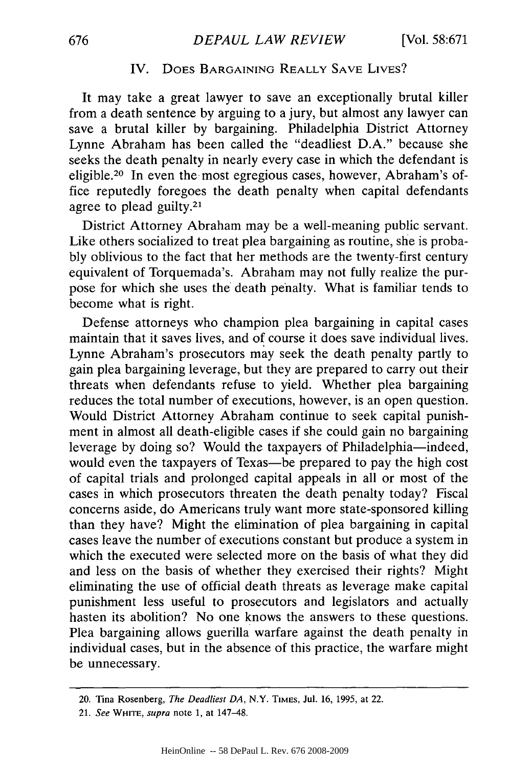## IV. Does Bargaining Really Save Lives?

It may take a great lawyer to save an exceptionally brutal killer from a death sentence by arguing to a jury, but almost any lawyer can save a brutal killer by bargaining. Philadelphia District Attorney Lynne Abraham has been called the "deadliest D.A." because she seeks the death penalty in nearly every case in which the defendant is eligible.[20] In even the most egregious cases, however, Abraham's office reputedly foregoes the death penalty when capital defendants agree to plead guilty.[21]

District Attorney Abraham may be a well-meaning public servant. Like others socialized to treat plea bargaining as routine, she is probably oblivious to the fact that her methods are the twenty-first century equivalent of Torquemada's. Abraham may not fully realize the purpose for which she uses the death penalty. What is familiar tends to become what is right.

Defense attorneys who champion plea bargaining in capital cases maintain that it saves lives, and of course it does save individual lives. Lynne Abraham's prosecutors may seek the death penalty partly to gain plea bargaining leverage, but they are prepared to carry out their threats when defendants refuse to yield. Whether plea bargaining reduces the total number of executions, however, is an open question. Would District Attorney Abraham continue to seek capital punishment in almost all death-eligible cases if she could gain no bargaining leverage by doing so? Would the taxpayers of Philadelphia—indeed, would even the taxpayers of Texas—be prepared to pay the high cost of capital trials and prolonged capital appeals in all or most of the cases in which prosecutors threaten the death penalty today? Fiscal concerns aside, do Americans truly want more state-sponsored killing than they have? Might the elimination of plea bargaining in capital cases leave the number of executions constant but produce a system in which the executed were selected more on the basis of what they did and less on the basis of whether they exercised their rights? Might eliminating the use of official death threats as leverage make capital punishment less useful to prosecutors and legislators and actually hasten its abolition? No one knows the answers to these questions. Plea bargaining allows guerilla warfare against the death penalty in individual cases, but in the absence of this practice, the warfare might be unnecessary.

---

20. Tina Rosenberg, *The Deadliest DA*, N.Y. Times, Jul. 16, 1995, at 22.

21. *See* White, *supra* note 1, at 147–48.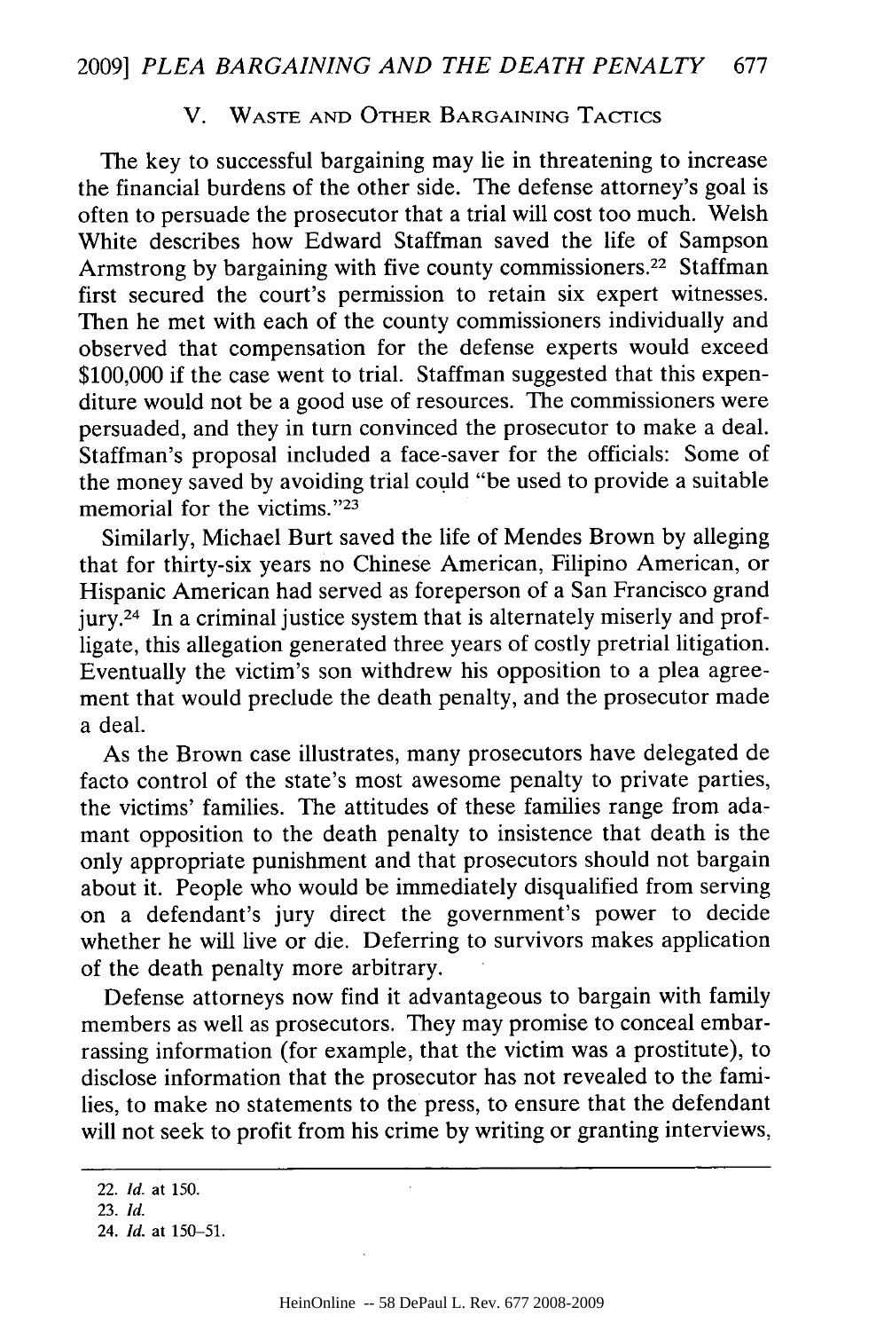## V. Waste and Other Bargaining Tactics

The key to successful bargaining may lie in threatening to increase the financial burdens of the other side. The defense attorney's goal is often to persuade the prosecutor that a trial will cost too much. Welsh White describes how Edward Staffman saved the life of Sampson Armstrong by bargaining with five county commissioners.[22] Staffman first secured the court's permission to retain six expert witnesses. Then he met with each of the county commissioners individually and observed that compensation for the defense experts would exceed $100,000 if the case went to trial. Staffman suggested that this expenditure would not be a good use of resources. The commissioners were persuaded, and they in turn convinced the prosecutor to make a deal. Staffman's proposal included a face-saver for the officials: Some of the money saved by avoiding trial could "be used to provide a suitable memorial for the victims."[23]

Similarly, Michael Burt saved the life of Mendes Brown by alleging that for thirty-six years no Chinese American, Filipino American, or Hispanic American had served as foreperson of a San Francisco grand jury.[24] In a criminal justice system that is alternately miserly and profligate, this allegation generated three years of costly pretrial litigation. Eventually the victim's son withdrew his opposition to a plea agreement that would preclude the death penalty, and the prosecutor made a deal.

As the Brown case illustrates, many prosecutors have delegated de facto control of the state's most awesome penalty to private parties, the victims' families. The attitudes of these families range from adamant opposition to the death penalty to insistence that death is the only appropriate punishment and that prosecutors should not bargain about it. People who would be immediately disqualified from serving on a defendant's jury direct the government's power to decide whether he will live or die. Deferring to survivors makes application of the death penalty more arbitrary.

Defense attorneys now find it advantageous to bargain with family members as well as prosecutors. They may promise to conceal embarrassing information (for example, that the victim was a prostitute), to disclose information that the prosecutor has not revealed to the families, to make no statements to the press, to ensure that the defendant will not seek to profit from his crime by writing or granting interviews,

---

22. *Id.* at 150.

23. *Id.*

24. *Id.* at 150–51.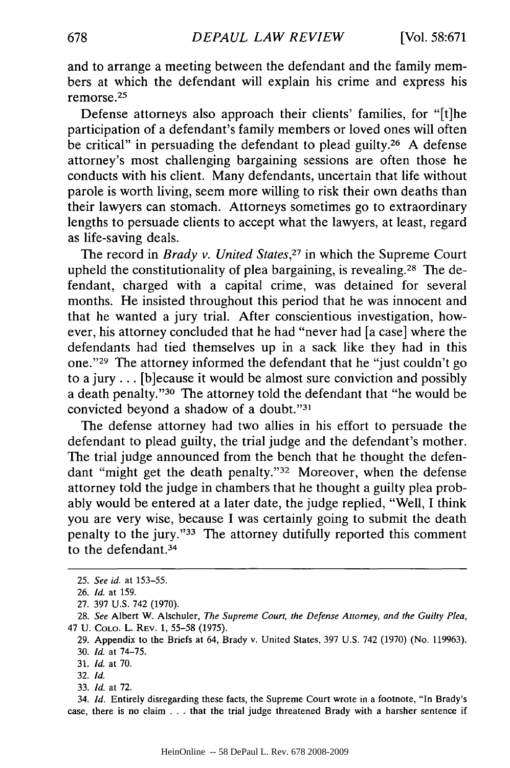and to arrange a meeting between the defendant and the family members at which the defendant will explain his crime and express his remorse.[25]

Defense attorneys also approach their clients' families, for "[t]he participation of a defendant's family members or loved ones will often be critical" in persuading the defendant to plead guilty.[26] A defense attorney's most challenging bargaining sessions are often those he conducts with his client. Many defendants, uncertain that life without parole is worth living, seem more willing to risk their own deaths than their lawyers can stomach. Attorneys sometimes go to extraordinary lengths to persuade clients to accept what the lawyers, at least, regard as life-saving deals.

The record in *Brady v. United States*,[27] in which the Supreme Court upheld the constitutionality of plea bargaining, is revealing.[28] The defendant, charged with a capital crime, was detained for several months. He insisted throughout this period that he was innocent and that he wanted a jury trial. After conscientious investigation, however, his attorney concluded that he had "never had [a case] where the defendants had tied themselves up in a sack like they had in this one."[29] The attorney informed the defendant that he "just couldn't go to a jury . . . [b]ecause it would be almost sure conviction and possibly a death penalty."[30] The attorney told the defendant that "he would be convicted beyond a shadow of a doubt."[31]

The defense attorney had two allies in his effort to persuade the defendant to plead guilty, the trial judge and the defendant's mother. The trial judge announced from the bench that he thought the defendant "might get the death penalty."[32] Moreover, when the defense attorney told the judge in chambers that he thought a guilty plea probably would be entered at a later date, the judge replied, "Well, I think you are very wise, because I was certainly going to submit the death penalty to the jury."[33] The attorney dutifully reported this comment to the defendant.[34]

---

25. *See id.* at 153–55.

26. *Id.* at 159.

27. 397 U.S. 742 (1970).

28. *See* Albert W. Alschuler, *The Supreme Court, the Defense Attorney, and the Guilty Plea*, 47 U. Colo. L. Rev. 1, 55–58 (1975).

29. Appendix to the Briefs at 64, Brady v. United States, 397 U.S. 742 (1970) (No. 119963).

30. *Id.* at 74–75.

31. *Id.* at 70.

32. *Id.*

33. *Id.* at 72.

34. *Id.* Entirely disregarding these facts, the Supreme Court wrote in a footnote, "In Brady's case, there is no claim . . . that the trial judge threatened Brady with a harsher sentence if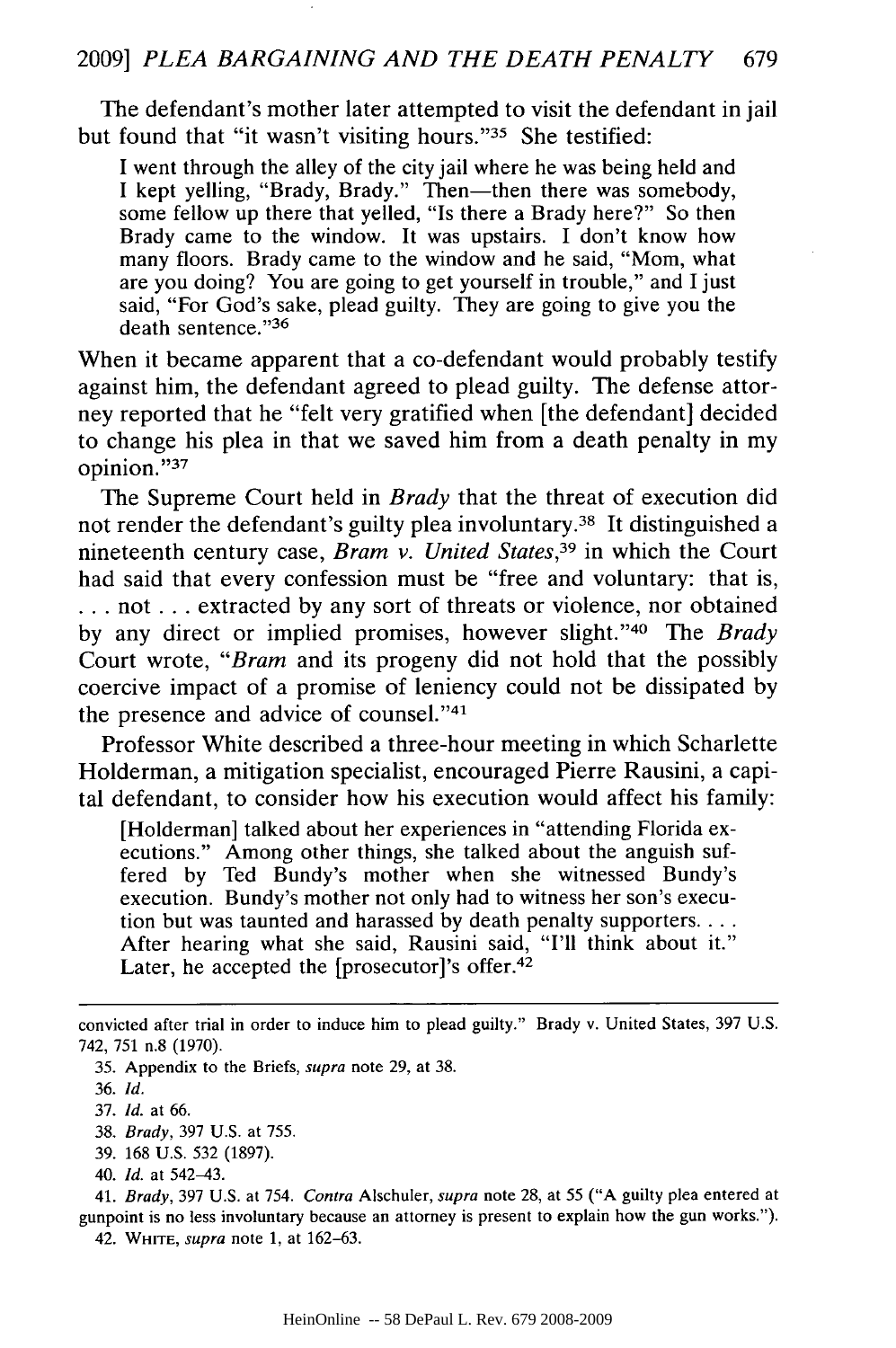The defendant's mother later attempted to visit the defendant in jail but found that "it wasn't visiting hours."[35] She testified:

> I went through the alley of the city jail where he was being held and I kept yelling, "Brady, Brady." Then—then there was somebody, some fellow up there that yelled, "Is there a Brady here?" So then Brady came to the window. It was upstairs. I don't know how many floors. Brady came to the window and he said, "Mom, what are you doing? You are going to get yourself in trouble," and I just said, "For God's sake, plead guilty. They are going to give you the death sentence."[36]

When it became apparent that a co-defendant would probably testify against him, the defendant agreed to plead guilty. The defense attorney reported that he "felt very gratified when [the defendant] decided to change his plea in that we saved him from a death penalty in my opinion."[37]

The Supreme Court held in *Brady* that the threat of execution did not render the defendant's guilty plea involuntary.[38] It distinguished a nineteenth century case, *Bram v. United States*,[39] in which the Court had said that every confession must be "free and voluntary: that is, . . . not . . . extracted by any sort of threats or violence, nor obtained by any direct or implied promises, however slight."[40] The *Brady* Court wrote, "*Bram* and its progeny did not hold that the possibly coercive impact of a promise of leniency could not be dissipated by the presence and advice of counsel."[41]

Professor White described a three-hour meeting in which Scharlette Holderman, a mitigation specialist, encouraged Pierre Rausini, a capital defendant, to consider how his execution would affect his family:

> [Holderman] talked about her experiences in "attending Florida executions." Among other things, she talked about the anguish suffered by Ted Bundy's mother when she witnessed Bundy's execution. Bundy's mother not only had to witness her son's execution but was taunted and harassed by death penalty supporters. . . . After hearing what she said, Rausini said, "I'll think about it." Later, he accepted the [prosecutor]'s offer.[42]

---

convicted after trial in order to induce him to plead guilty." Brady v. United States, 397 U.S. 742, 751 n.8 (1970).

35. Appendix to the Briefs, *supra* note 29, at 38.

36. *Id.*

37. *Id.* at 66.

38. *Brady*, 397 U.S. at 755.

39. 168 U.S. 532 (1897).

40. *Id.* at 542–43.

41. *Brady*, 397 U.S. at 754. *Contra* Alschuler, *supra* note 28, at 55 ("A guilty plea entered at gunpoint is no less involuntary because an attorney is present to explain how the gun works.").

42. WHITE, *supra* note 1, at 162–63.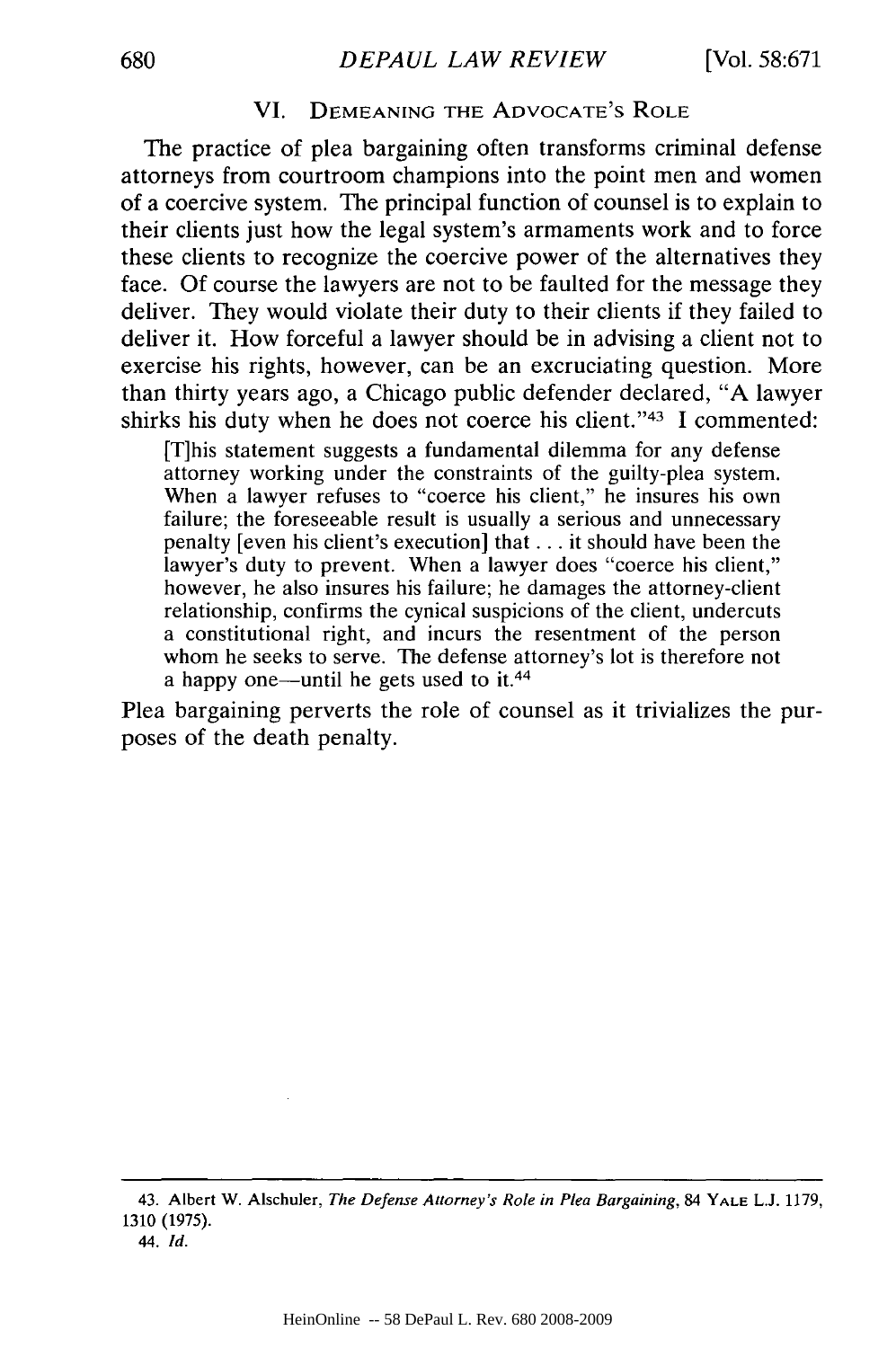## VI. Demeaning the Advocate's Role

The practice of plea bargaining often transforms criminal defense attorneys from courtroom champions into the point men and women of a coercive system. The principal function of counsel is to explain to their clients just how the legal system's armaments work and to force these clients to recognize the coercive power of the alternatives they face. Of course the lawyers are not to be faulted for the message they deliver. They would violate their duty to their clients if they failed to deliver it. How forceful a lawyer should be in advising a client not to exercise his rights, however, can be an excruciating question. More than thirty years ago, a Chicago public defender declared, "A lawyer shirks his duty when he does not coerce his client."[43] I commented:

> [T]his statement suggests a fundamental dilemma for any defense attorney working under the constraints of the guilty-plea system. When a lawyer refuses to "coerce his client," he insures his own failure; the foreseeable result is usually a serious and unnecessary penalty [even his client's execution] that . . . it should have been the lawyer's duty to prevent. When a lawyer does "coerce his client," however, he also insures his failure; he damages the attorney-client relationship, confirms the cynical suspicions of the client, undercuts a constitutional right, and incurs the resentment of the person whom he seeks to serve. The defense attorney's lot is therefore not a happy one—until he gets used to it.[44]

Plea bargaining perverts the role of counsel as it trivializes the purposes of the death penalty.

---

43. Albert W. Alschuler, *The Defense Attorney's Role in Plea Bargaining*, 84 YALE L.J. 1179, 1310 (1975).

44. *Id.*